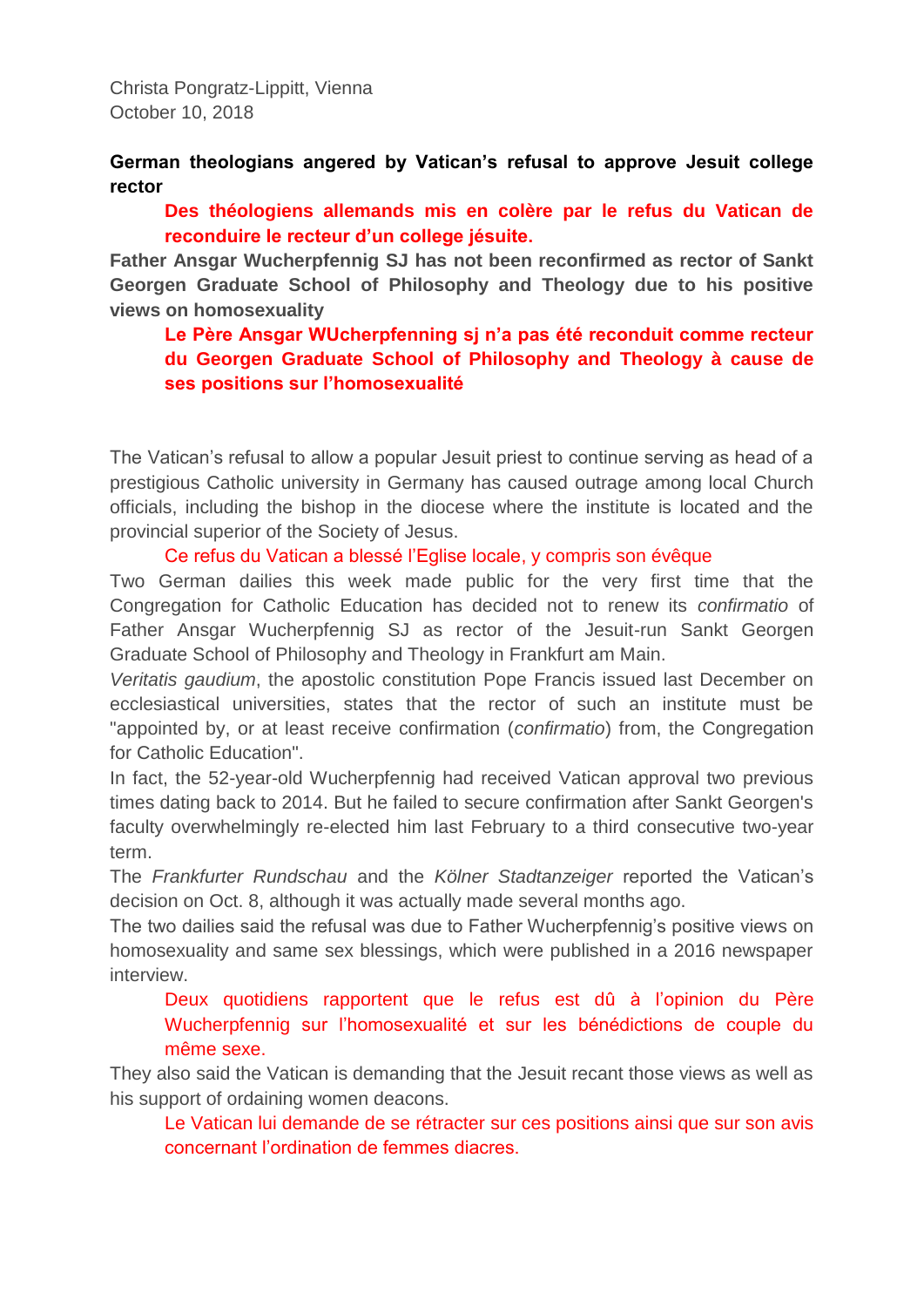Christa Pongratz-Lippitt, Vienna
October 10, 2018

**German theologians angered by Vatican's refusal to approve Jesuit college rector**

> **Des théologiens allemands mis en colère par le refus du Vatican de reconduire le recteur d'un college jésuite.**

**Father Ansgar Wucherpfennig SJ has not been reconfirmed as rector of Sankt Georgen Graduate School of Philosophy and Theology due to his positive views on homosexuality**

> **Le Père Ansgar WUcherpfenning sj n'a pas été reconduit comme recteur du Georgen Graduate School of Philosophy and Theology à cause de ses positions sur l'homosexualité**

The Vatican's refusal to allow a popular Jesuit priest to continue serving as head of a prestigious Catholic university in Germany has caused outrage among local Church officials, including the bishop in the diocese where the institute is located and the provincial superior of the Society of Jesus.

> Ce refus du Vatican a blessé l'Eglise locale, y compris son évêque

Two German dailies this week made public for the very first time that the Congregation for Catholic Education has decided not to renew its *confirmatio* of Father Ansgar Wucherpfennig SJ as rector of the Jesuit-run Sankt Georgen Graduate School of Philosophy and Theology in Frankfurt am Main.

*Veritatis gaudium*, the apostolic constitution Pope Francis issued last December on ecclesiastical universities, states that the rector of such an institute must be "appointed by, or at least receive confirmation (*confirmatio*) from, the Congregation for Catholic Education".

In fact, the 52-year-old Wucherpfennig had received Vatican approval two previous times dating back to 2014. But he failed to secure confirmation after Sankt Georgen's faculty overwhelmingly re-elected him last February to a third consecutive two-year term.

The *Frankfurter Rundschau* and the *Kölner Stadtanzeiger* reported the Vatican's decision on Oct. 8, although it was actually made several months ago.

The two dailies said the refusal was due to Father Wucherpfennig's positive views on homosexuality and same sex blessings, which were published in a 2016 newspaper interview.

> Deux quotidiens rapportent que le refus est dû à l'opinion du Père Wucherpfennig sur l'homosexualité et sur les bénédictions de couple du même sexe.

They also said the Vatican is demanding that the Jesuit recant those views as well as his support of ordaining women deacons.

> Le Vatican lui demande de se rétracter sur ces positions ainsi que sur son avis concernant l'ordination de femmes diacres.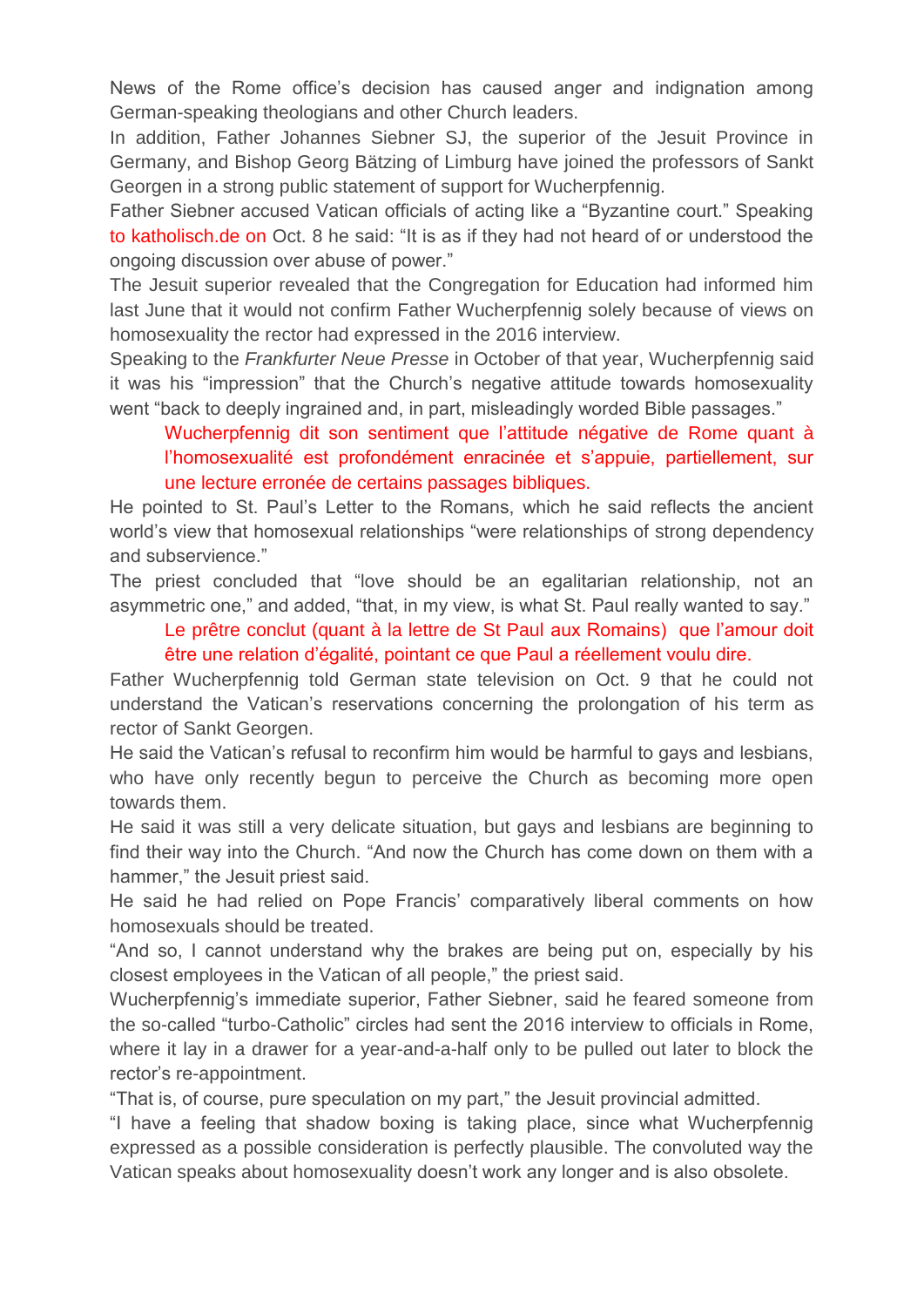News of the Rome office's decision has caused anger and indignation among German-speaking theologians and other Church leaders.

In addition, Father Johannes Siebner SJ, the superior of the Jesuit Province in Germany, and Bishop Georg Bätzing of Limburg have joined the professors of Sankt Georgen in a strong public statement of support for Wucherpfennig.

Father Siebner accused Vatican officials of acting like a "Byzantine court." Speaking to katholisch.de on Oct. 8 he said: "It is as if they had not heard of or understood the ongoing discussion over abuse of power."

The Jesuit superior revealed that the Congregation for Education had informed him last June that it would not confirm Father Wucherpfennig solely because of views on homosexuality the rector had expressed in the 2016 interview.

Speaking to the *Frankfurter Neue Presse* in October of that year, Wucherpfennig said it was his "impression" that the Church's negative attitude towards homosexuality went "back to deeply ingrained and, in part, misleadingly worded Bible passages."

> Wucherpfennig dit son sentiment que l'attitude négative de Rome quant à l'homosexualité est profondément enracinée et s'appuie, partiellement, sur une lecture erronée de certains passages bibliques.

He pointed to St. Paul's Letter to the Romans, which he said reflects the ancient world's view that homosexual relationships "were relationships of strong dependency and subservience."

The priest concluded that "love should be an egalitarian relationship, not an asymmetric one," and added, "that, in my view, is what St. Paul really wanted to say."

> Le prêtre conclut (quant à la lettre de St Paul aux Romains) que l'amour doit être une relation d'égalité, pointant ce que Paul a réellement voulu dire.

Father Wucherpfennig told German state television on Oct. 9 that he could not understand the Vatican's reservations concerning the prolongation of his term as rector of Sankt Georgen.

He said the Vatican's refusal to reconfirm him would be harmful to gays and lesbians, who have only recently begun to perceive the Church as becoming more open towards them.

He said it was still a very delicate situation, but gays and lesbians are beginning to find their way into the Church. "And now the Church has come down on them with a hammer," the Jesuit priest said.

He said he had relied on Pope Francis' comparatively liberal comments on how homosexuals should be treated.

"And so, I cannot understand why the brakes are being put on, especially by his closest employees in the Vatican of all people," the priest said.

Wucherpfennig's immediate superior, Father Siebner, said he feared someone from the so-called "turbo-Catholic" circles had sent the 2016 interview to officials in Rome, where it lay in a drawer for a year-and-a-half only to be pulled out later to block the rector's re-appointment.

"That is, of course, pure speculation on my part," the Jesuit provincial admitted.

"I have a feeling that shadow boxing is taking place, since what Wucherpfennig expressed as a possible consideration is perfectly plausible. The convoluted way the Vatican speaks about homosexuality doesn't work any longer and is also obsolete.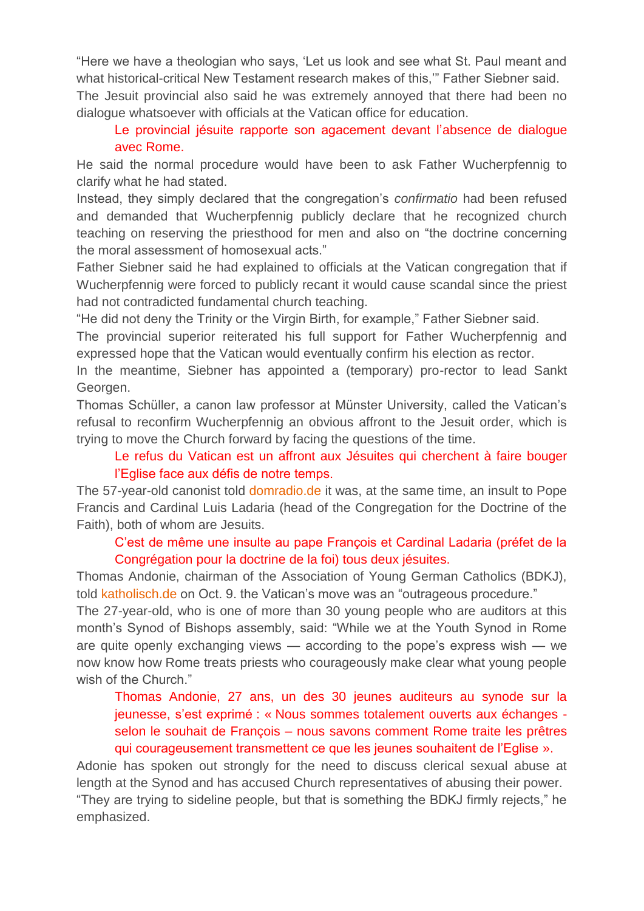“Here we have a theologian who says, ‘Let us look and see what St. Paul meant and what historical-critical New Testament research makes of this,’” Father Siebner said.
The Jesuit provincial also said he was extremely annoyed that there had been no dialogue whatsoever with officials at the Vatican office for education.

> Le provincial jésuite rapporte son agacement devant l’absence de dialogue avec Rome.

He said the normal procedure would have been to ask Father Wucherpfennig to clarify what he had stated.
Instead, they simply declared that the congregation’s *confirmatio* had been refused and demanded that Wucherpfennig publicly declare that he recognized church teaching on reserving the priesthood for men and also on “the doctrine concerning the moral assessment of homosexual acts.”
Father Siebner said he had explained to officials at the Vatican congregation that if Wucherpfennig were forced to publicly recant it would cause scandal since the priest had not contradicted fundamental church teaching.
“He did not deny the Trinity or the Virgin Birth, for example,” Father Siebner said.
The provincial superior reiterated his full support for Father Wucherpfennig and expressed hope that the Vatican would eventually confirm his election as rector.
In the meantime, Siebner has appointed a (temporary) pro-rector to lead Sankt Georgen.
Thomas Schüller, a canon law professor at Münster University, called the Vatican’s refusal to reconfirm Wucherpfennig an obvious affront to the Jesuit order, which is trying to move the Church forward by facing the questions of the time.

> Le refus du Vatican est un affront aux Jésuites qui cherchent à faire bouger l’Eglise face aux défis de notre temps.

The 57-year-old canonist told domradio.de it was, at the same time, an insult to Pope Francis and Cardinal Luis Ladaria (head of the Congregation for the Doctrine of the Faith), both of whom are Jesuits.

> C’est de même une insulte au pape François et Cardinal Ladaria (préfet de la Congrégation pour la doctrine de la foi) tous deux jésuites.

Thomas Andonie, chairman of the Association of Young German Catholics (BDKJ), told katholisch.de on Oct. 9. the Vatican’s move was an “outrageous procedure.”
The 27-year-old, who is one of more than 30 young people who are auditors at this month’s Synod of Bishops assembly, said: “While we at the Youth Synod in Rome are quite openly exchanging views — according to the pope’s express wish — we now know how Rome treats priests who courageously make clear what young people wish of the Church.”

> Thomas Andonie, 27 ans, un des 30 jeunes auditeurs au synode sur la jeunesse, s’est exprimé : « Nous sommes totalement ouverts aux échanges - selon le souhait de François – nous savons comment Rome traite les prêtres qui courageusement transmettent ce que les jeunes souhaitent de l’Eglise ».

Adonie has spoken out strongly for the need to discuss clerical sexual abuse at length at the Synod and has accused Church representatives of abusing their power.
“They are trying to sideline people, but that is something the BDKJ firmly rejects,” he emphasized.